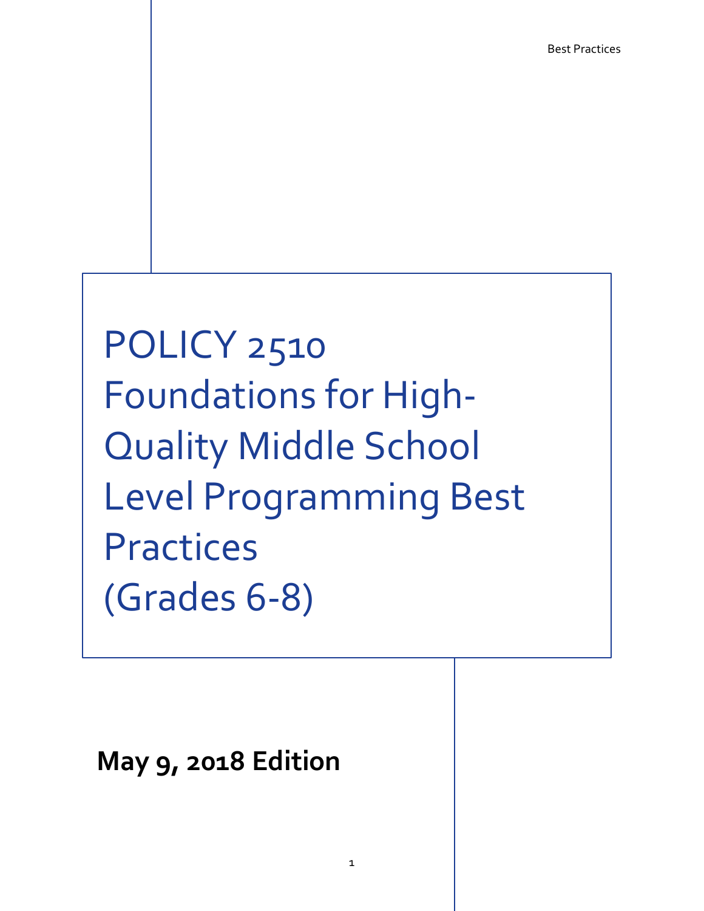# POLICY 2510 Foundations for High-Quality Middle School Level Programming Best Practices (Grades 6-8)

**May 9, 2018 Edition**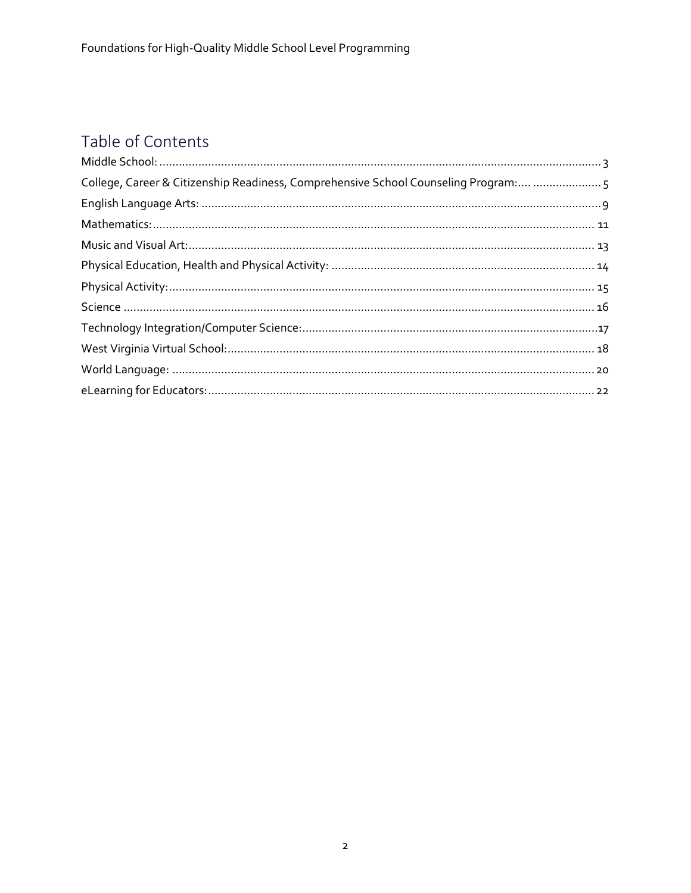# Table of Contents

Middle School: ........................................................................................................................................ 3

College, Career & Citizenship Readiness, Comprehensive School Counseling Program:.... ..................... 5

English Language Arts: ............................................................................................................................ 9

Mathematics: ......................................................................................................................................... 11

Music and Visual Art: ............................................................................................................................. 13

Physical Education, Health and Physical Activity: ................................................................................. 14

Physical Activity: .................................................................................................................................... 15

Science ................................................................................................................................................. 16

Technology Integration/Computer Science: ............................................................................................17

West Virginia Virtual School: ................................................................................................................. 18

World Language: ................................................................................................................................... 20

eLearning for Educators: ....................................................................................................................... 22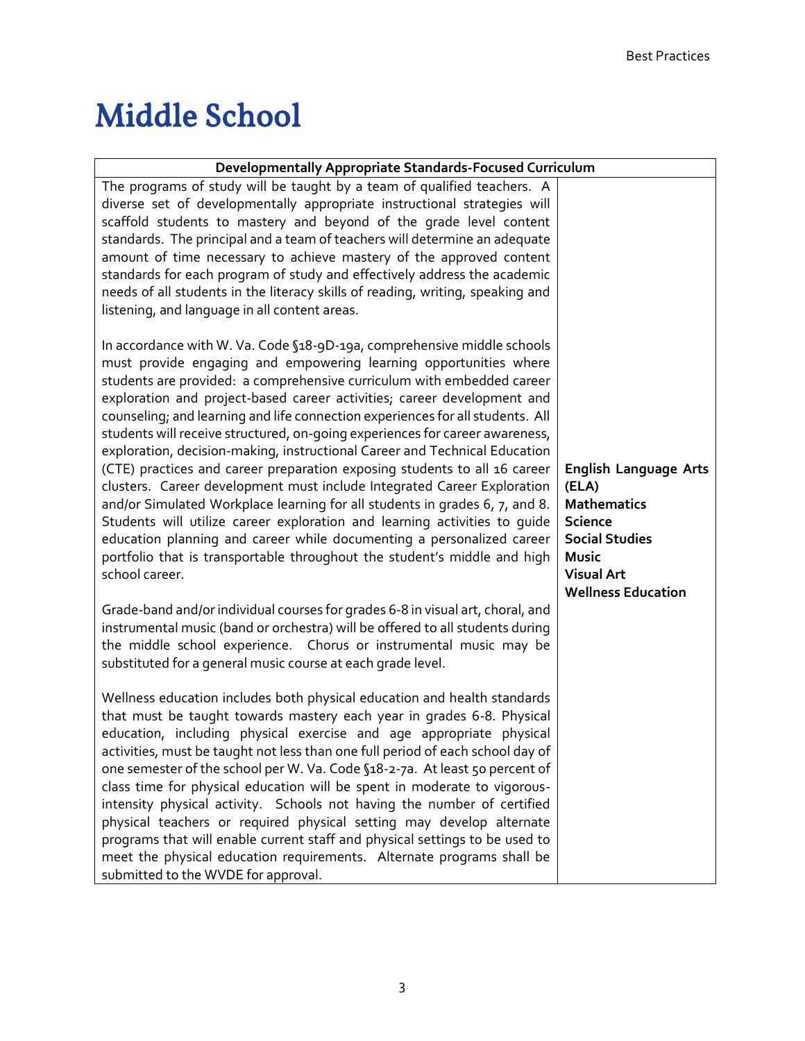# Middle School

| Developmentally Appropriate Standards-Focused Curriculum | |
|---|---|
| The programs of study will be taught by a team of qualified teachers. A diverse set of developmentally appropriate instructional strategies will scaffold students to mastery and beyond of the grade level content standards. The principal and a team of teachers will determine an adequate amount of time necessary to achieve mastery of the approved content standards for each program of study and effectively address the academic needs of all students in the literacy skills of reading, writing, speaking and listening, and language in all content areas.<br><br>In accordance with W. Va. Code §18-9D-19a, comprehensive middle schools must provide engaging and empowering learning opportunities where students are provided: a comprehensive curriculum with embedded career exploration and project-based career activities; career development and counseling; and learning and life connection experiences for all students. All students will receive structured, on-going experiences for career awareness, exploration, decision-making, instructional Career and Technical Education (CTE) practices and career preparation exposing students to all 16 career clusters. Career development must include Integrated Career Exploration and/or Simulated Workplace learning for all students in grades 6, 7, and 8. Students will utilize career exploration and learning activities to guide education planning and career while documenting a personalized career portfolio that is transportable throughout the student's middle and high school career.<br><br>Grade-band and/or individual courses for grades 6-8 in visual art, choral, and instrumental music (band or orchestra) will be offered to all students during the middle school experience. Chorus or instrumental music may be substituted for a general music course at each grade level.<br><br>Wellness education includes both physical education and health standards that must be taught towards mastery each year in grades 6-8. Physical education, including physical exercise and age appropriate physical activities, must be taught not less than one full period of each school day of one semester of the school per W. Va. Code §18-2-7a. At least 50 percent of class time for physical education will be spent in moderate to vigorous-intensity physical activity. Schools not having the number of certified physical teachers or required physical setting may develop alternate programs that will enable current staff and physical settings to be used to meet the physical education requirements. Alternate programs shall be submitted to the WVDE for approval. | **English Language Arts (ELA)**<br>**Mathematics**<br>**Science**<br>**Social Studies**<br>**Music**<br>**Visual Art**<br>**Wellness Education** |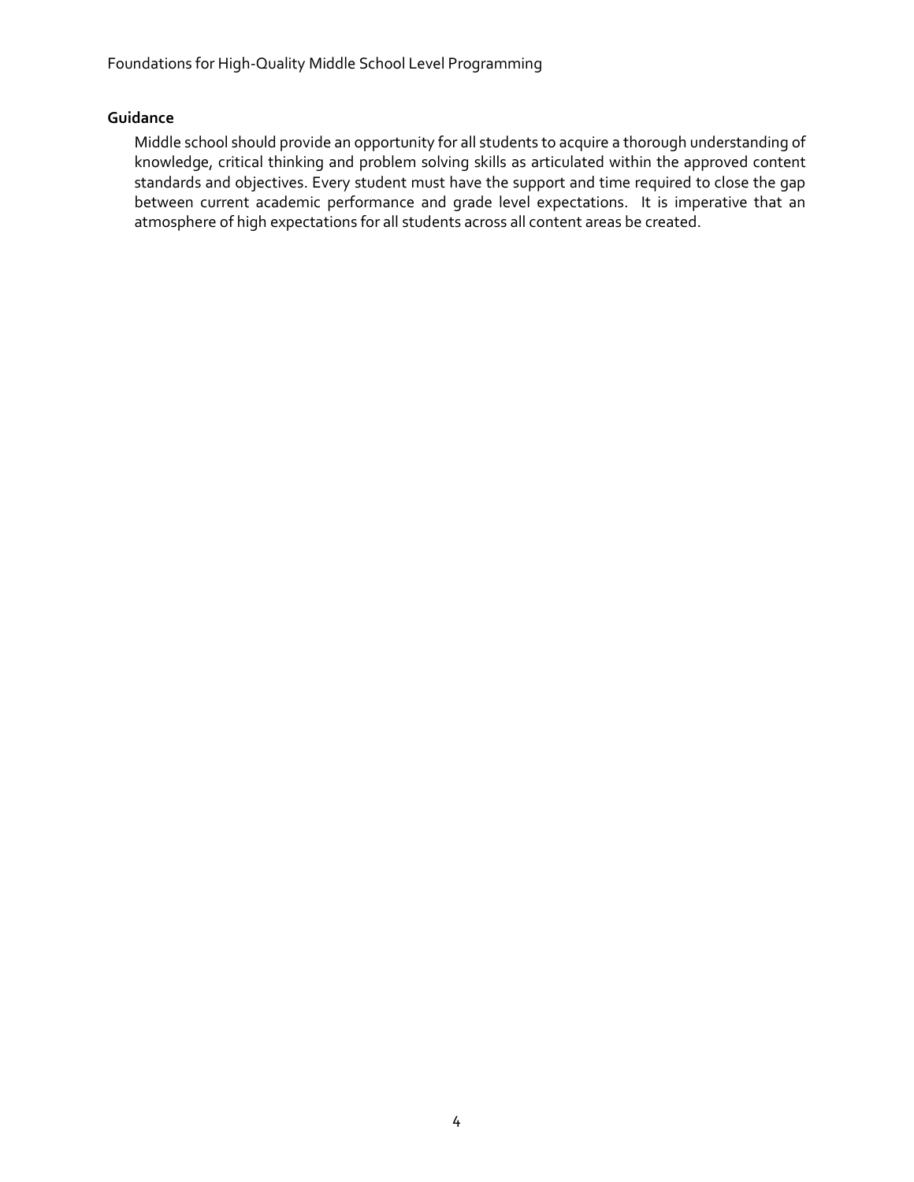**Guidance**

Middle school should provide an opportunity for all students to acquire a thorough understanding of knowledge, critical thinking and problem solving skills as articulated within the approved content standards and objectives. Every student must have the support and time required to close the gap between current academic performance and grade level expectations. It is imperative that an atmosphere of high expectations for all students across all content areas be created.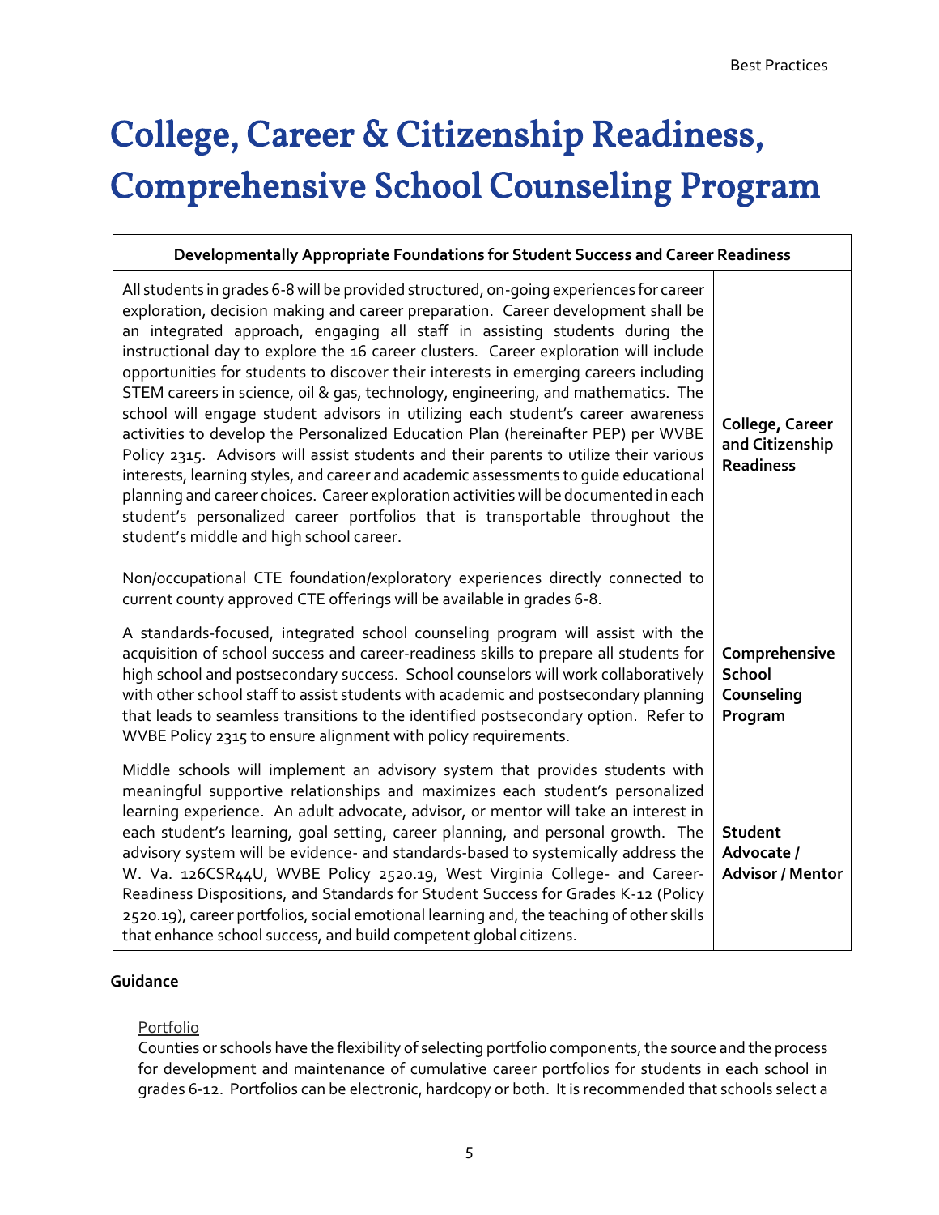# College, Career & Citizenship Readiness, Comprehensive School Counseling Program

| Developmentally Appropriate Foundations for Student Success and Career Readiness | |
|---|---|
| All students in grades 6-8 will be provided structured, on-going experiences for career exploration, decision making and career preparation. Career development shall be an integrated approach, engaging all staff in assisting students during the instructional day to explore the 16 career clusters. Career exploration will include opportunities for students to discover their interests in emerging careers including STEM careers in science, oil & gas, technology, engineering, and mathematics. The school will engage student advisors in utilizing each student's career awareness activities to develop the Personalized Education Plan (hereinafter PEP) per WVBE Policy 2315. Advisors will assist students and their parents to utilize their various interests, learning styles, and career and academic assessments to guide educational planning and career choices. Career exploration activities will be documented in each student's personalized career portfolios that is transportable throughout the student's middle and high school career.<br><br>Non/occupational CTE foundation/exploratory experiences directly connected to current county approved CTE offerings will be available in grades 6-8. | **College, Career and Citizenship Readiness** |
| A standards-focused, integrated school counseling program will assist with the acquisition of school success and career-readiness skills to prepare all students for high school and postsecondary success. School counselors will work collaboratively with other school staff to assist students with academic and postsecondary planning that leads to seamless transitions to the identified postsecondary option. Refer to WVBE Policy 2315 to ensure alignment with policy requirements. | **Comprehensive School Counseling Program** |
| Middle schools will implement an advisory system that provides students with meaningful supportive relationships and maximizes each student's personalized learning experience. An adult advocate, advisor, or mentor will take an interest in each student's learning, goal setting, career planning, and personal growth. The advisory system will be evidence- and standards-based to systemically address the W. Va. 126CSR44U, WVBE Policy 2520.19, West Virginia College- and Career-Readiness Dispositions, and Standards for Student Success for Grades K-12 (Policy 2520.19), career portfolios, social emotional learning and, the teaching of other skills that enhance school success, and build competent global citizens. | **Student Advocate / Advisor / Mentor** |

**Guidance**

Portfolio

Counties or schools have the flexibility of selecting portfolio components, the source and the process for development and maintenance of cumulative career portfolios for students in each school in grades 6-12. Portfolios can be electronic, hardcopy or both. It is recommended that schools select a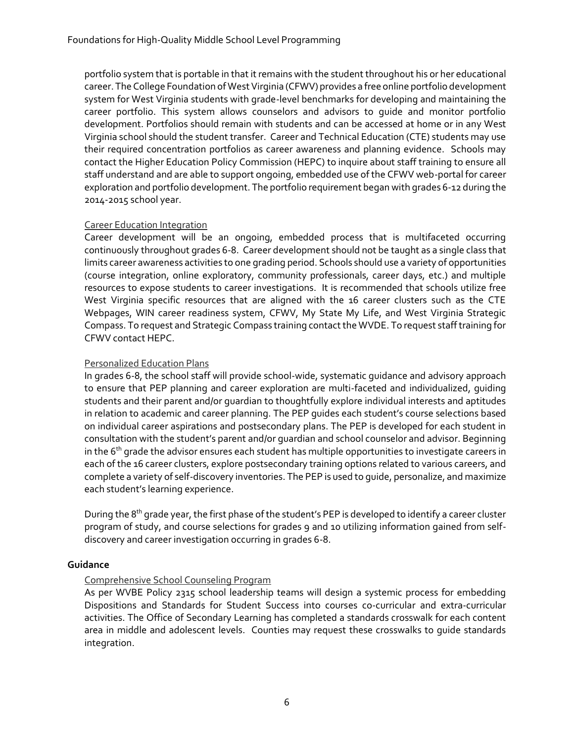portfolio system that is portable in that it remains with the student throughout his or her educational career. The College Foundation of West Virginia (CFWV) provides a free online portfolio development system for West Virginia students with grade-level benchmarks for developing and maintaining the career portfolio. This system allows counselors and advisors to guide and monitor portfolio development. Portfolios should remain with students and can be accessed at home or in any West Virginia school should the student transfer. Career and Technical Education (CTE) students may use their required concentration portfolios as career awareness and planning evidence. Schools may contact the Higher Education Policy Commission (HEPC) to inquire about staff training to ensure all staff understand and are able to support ongoing, embedded use of the CFWV web-portal for career exploration and portfolio development. The portfolio requirement began with grades 6-12 during the 2014-2015 school year.

#### Career Education Integration

Career development will be an ongoing, embedded process that is multifaceted occurring continuously throughout grades 6-8. Career development should not be taught as a single class that limits career awareness activities to one grading period. Schools should use a variety of opportunities (course integration, online exploratory, community professionals, career days, etc.) and multiple resources to expose students to career investigations. It is recommended that schools utilize free West Virginia specific resources that are aligned with the 16 career clusters such as the CTE Webpages, WIN career readiness system, CFWV, My State My Life, and West Virginia Strategic Compass. To request and Strategic Compass training contact the WVDE. To request staff training for CFWV contact HEPC.

#### Personalized Education Plans

In grades 6-8, the school staff will provide school-wide, systematic guidance and advisory approach to ensure that PEP planning and career exploration are multi-faceted and individualized, guiding students and their parent and/or guardian to thoughtfully explore individual interests and aptitudes in relation to academic and career planning. The PEP guides each student's course selections based on individual career aspirations and postsecondary plans. The PEP is developed for each student in consultation with the student's parent and/or guardian and school counselor and advisor. Beginning in the 6th grade the advisor ensures each student has multiple opportunities to investigate careers in each of the 16 career clusters, explore postsecondary training options related to various careers, and complete a variety of self-discovery inventories. The PEP is used to guide, personalize, and maximize each student's learning experience.

During the 8th grade year, the first phase of the student's PEP is developed to identify a career cluster program of study, and course selections for grades 9 and 10 utilizing information gained from self-discovery and career investigation occurring in grades 6-8.

### Guidance

#### Comprehensive School Counseling Program

As per WVBE Policy 2315 school leadership teams will design a systemic process for embedding Dispositions and Standards for Student Success into courses co-curricular and extra-curricular activities. The Office of Secondary Learning has completed a standards crosswalk for each content area in middle and adolescent levels. Counties may request these crosswalks to guide standards integration.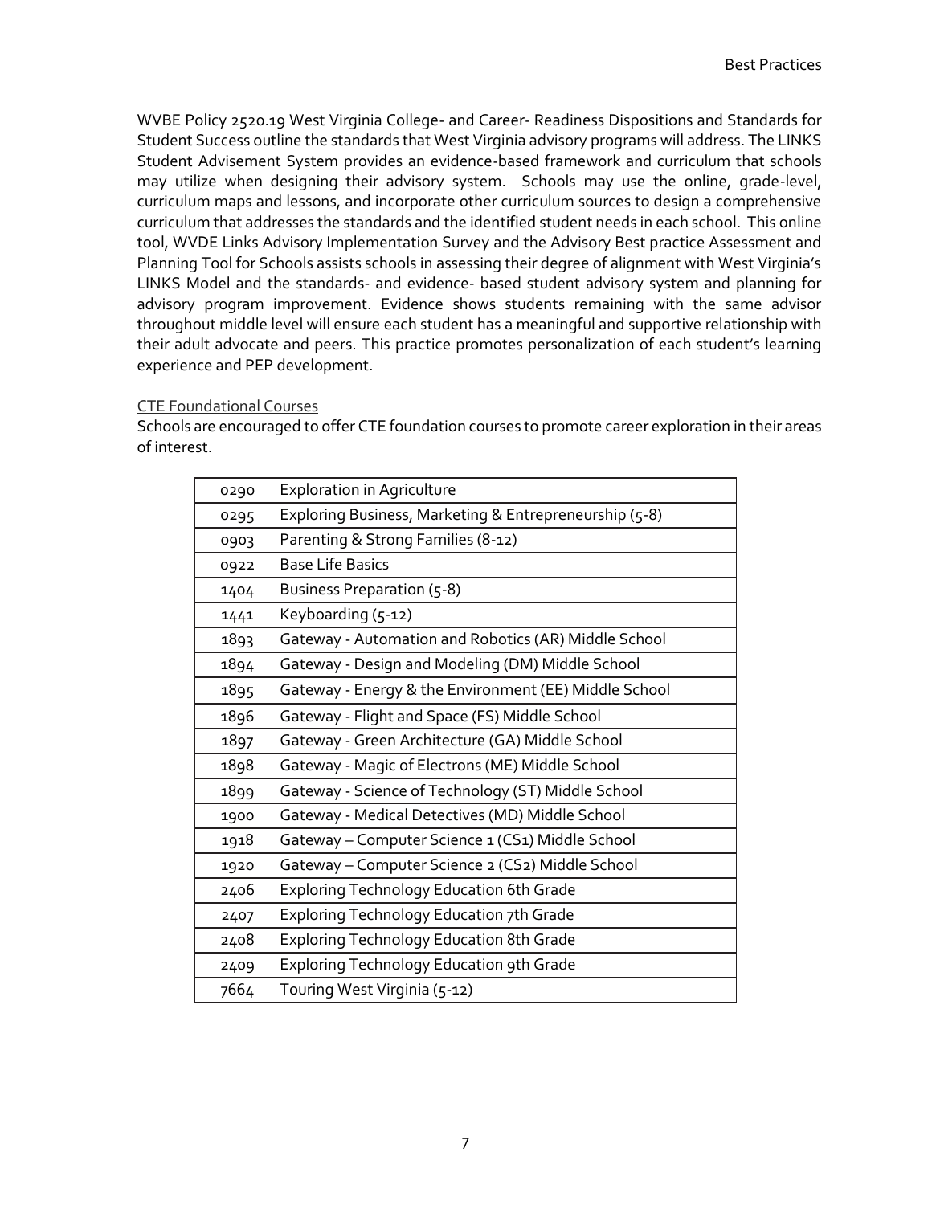WVBE Policy 2520.19 West Virginia College- and Career- Readiness Dispositions and Standards for Student Success outline the standards that West Virginia advisory programs will address. The LINKS Student Advisement System provides an evidence-based framework and curriculum that schools may utilize when designing their advisory system. Schools may use the online, grade-level, curriculum maps and lessons, and incorporate other curriculum sources to design a comprehensive curriculum that addresses the standards and the identified student needs in each school. This online tool, WVDE Links Advisory Implementation Survey and the Advisory Best practice Assessment and Planning Tool for Schools assists schools in assessing their degree of alignment with West Virginia's LINKS Model and the standards- and evidence- based student advisory system and planning for advisory program improvement. Evidence shows students remaining with the same advisor throughout middle level will ensure each student has a meaningful and supportive relationship with their adult advocate and peers. This practice promotes personalization of each student's learning experience and PEP development.

### CTE Foundational Courses

Schools are encouraged to offer CTE foundation courses to promote career exploration in their areas of interest.

| | |
|---|---|
| 0290 | Exploration in Agriculture |
| 0295 | Exploring Business, Marketing & Entrepreneurship (5-8) |
| 0903 | Parenting & Strong Families (8-12) |
| 0922 | Base Life Basics |
| 1404 | Business Preparation (5-8) |
| 1441 | Keyboarding (5-12) |
| 1893 | Gateway - Automation and Robotics (AR) Middle School |
| 1894 | Gateway - Design and Modeling (DM) Middle School |
| 1895 | Gateway - Energy & the Environment (EE) Middle School |
| 1896 | Gateway - Flight and Space (FS) Middle School |
| 1897 | Gateway - Green Architecture (GA) Middle School |
| 1898 | Gateway - Magic of Electrons (ME) Middle School |
| 1899 | Gateway - Science of Technology (ST) Middle School |
| 1900 | Gateway - Medical Detectives (MD) Middle School |
| 1918 | Gateway – Computer Science 1 (CS1) Middle School |
| 1920 | Gateway – Computer Science 2 (CS2) Middle School |
| 2406 | Exploring Technology Education 6th Grade |
| 2407 | Exploring Technology Education 7th Grade |
| 2408 | Exploring Technology Education 8th Grade |
| 2409 | Exploring Technology Education 9th Grade |
| 7664 | Touring West Virginia (5-12) |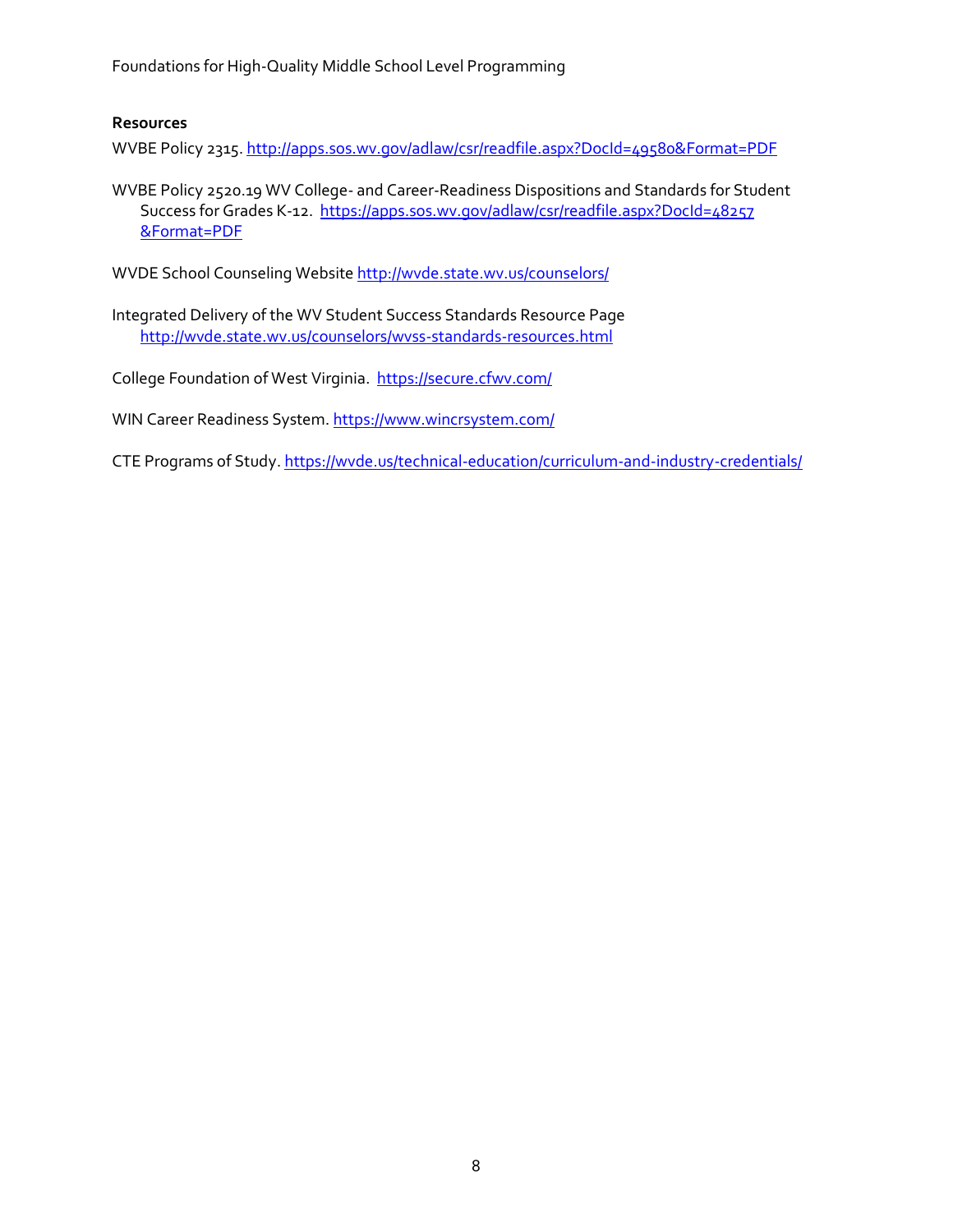### Resources

WVBE Policy 2315. http://apps.sos.wv.gov/adlaw/csr/readfile.aspx?DocId=49580&Format=PDF

WVBE Policy 2520.19 WV College- and Career-Readiness Dispositions and Standards for Student Success for Grades K-12. https://apps.sos.wv.gov/adlaw/csr/readfile.aspx?DocId=48257&Format=PDF

WVDE School Counseling Website http://wvde.state.wv.us/counselors/

Integrated Delivery of the WV Student Success Standards Resource Page http://wvde.state.wv.us/counselors/wvss-standards-resources.html

College Foundation of West Virginia. https://secure.cfwv.com/

WIN Career Readiness System. https://www.wincrsystem.com/

CTE Programs of Study. https://wvde.us/technical-education/curriculum-and-industry-credentials/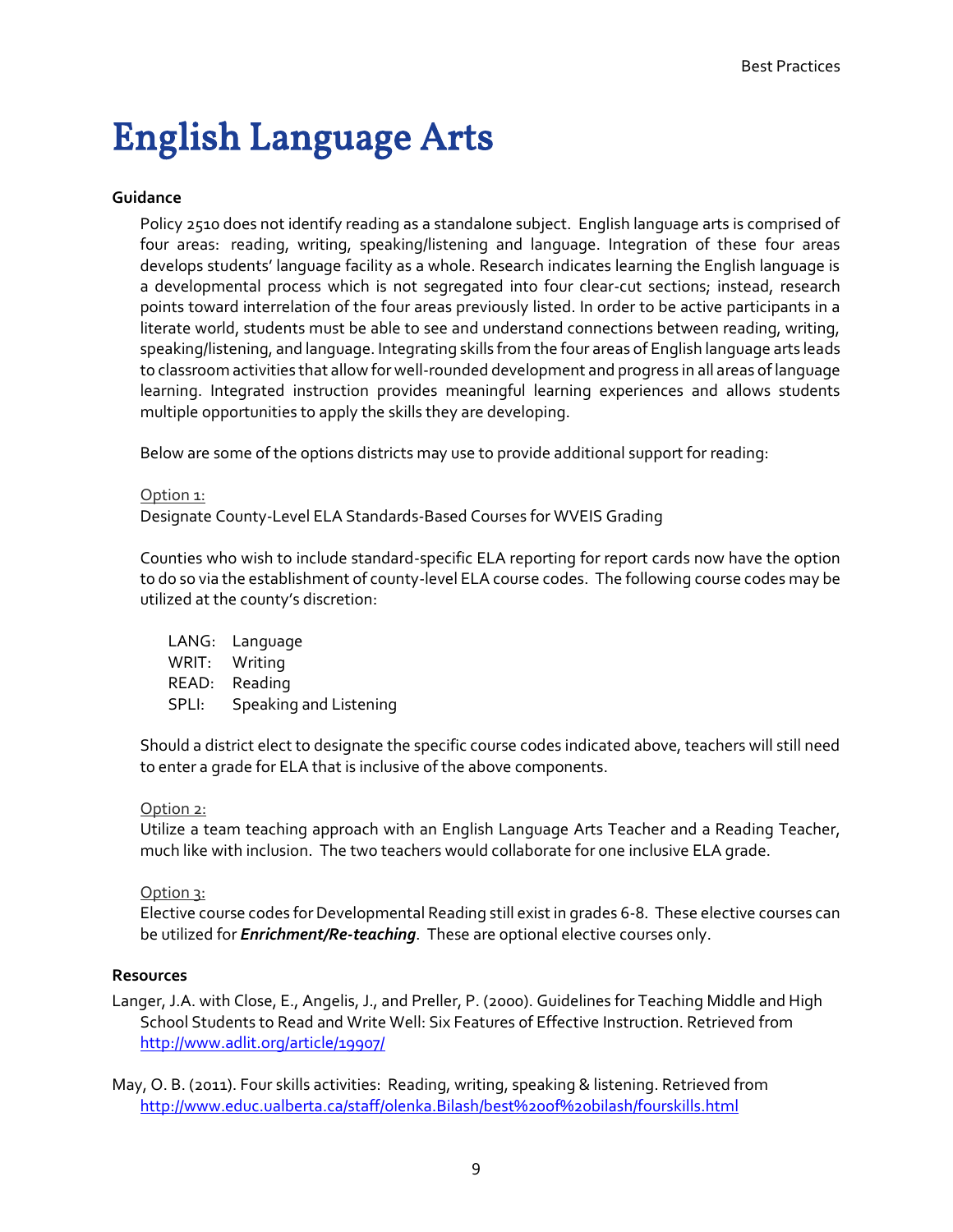# English Language Arts

**Guidance**

Policy 2510 does not identify reading as a standalone subject. English language arts is comprised of four areas: reading, writing, speaking/listening and language. Integration of these four areas develops students' language facility as a whole. Research indicates learning the English language is a developmental process which is not segregated into four clear-cut sections; instead, research points toward interrelation of the four areas previously listed. In order to be active participants in a literate world, students must be able to see and understand connections between reading, writing, speaking/listening, and language. Integrating skills from the four areas of English language arts leads to classroom activities that allow for well-rounded development and progress in all areas of language learning. Integrated instruction provides meaningful learning experiences and allows students multiple opportunities to apply the skills they are developing.

Below are some of the options districts may use to provide additional support for reading:

<u>Option 1:</u>
Designate County-Level ELA Standards-Based Courses for WVEIS Grading

Counties who wish to include standard-specific ELA reporting for report cards now have the option to do so via the establishment of county-level ELA course codes. The following course codes may be utilized at the county's discretion:

LANG: Language
WRIT: Writing
READ: Reading
SPLI: Speaking and Listening

Should a district elect to designate the specific course codes indicated above, teachers will still need to enter a grade for ELA that is inclusive of the above components.

<u>Option 2:</u>
Utilize a team teaching approach with an English Language Arts Teacher and a Reading Teacher, much like with inclusion. The two teachers would collaborate for one inclusive ELA grade.

<u>Option 3:</u>
Elective course codes for Developmental Reading still exist in grades 6-8. These elective courses can be utilized for ***Enrichment/Re-teaching***. These are optional elective courses only.

**Resources**

Langer, J.A. with Close, E., Angelis, J., and Preller, P. (2000). Guidelines for Teaching Middle and High School Students to Read and Write Well: Six Features of Effective Instruction. Retrieved from http://www.adlit.org/article/19907/

May, O. B. (2011). Four skills activities: Reading, writing, speaking & listening. Retrieved from http://www.educ.ualberta.ca/staff/olenka.Bilash/best%20of%20bilash/fourskills.html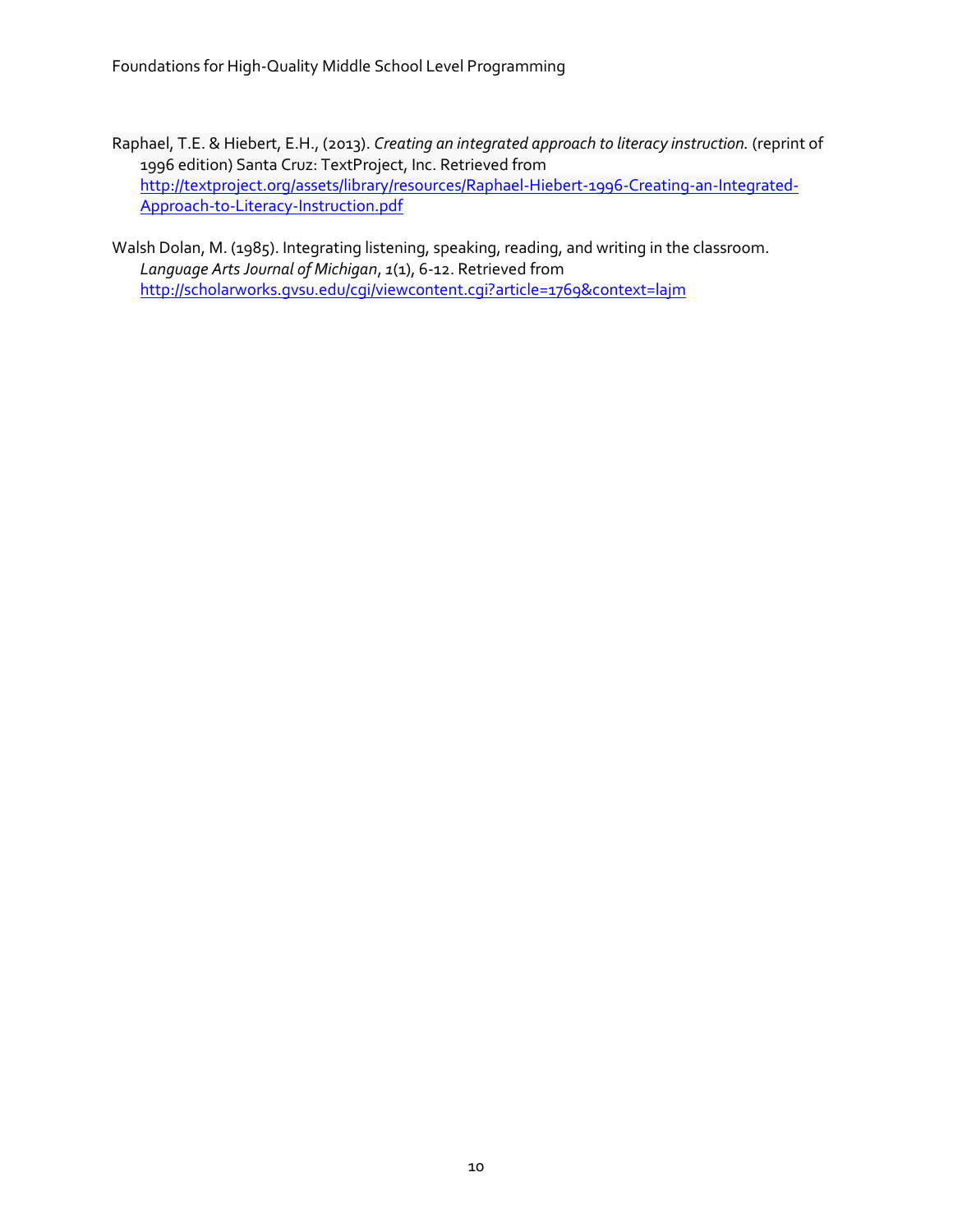Raphael, T.E. & Hiebert, E.H., (2013). *Creating an integrated approach to literacy instruction.* (reprint of 1996 edition) Santa Cruz: TextProject, Inc. Retrieved from http://textproject.org/assets/library/resources/Raphael-Hiebert-1996-Creating-an-Integrated-Approach-to-Literacy-Instruction.pdf

Walsh Dolan, M. (1985). Integrating listening, speaking, reading, and writing in the classroom. *Language Arts Journal of Michigan*, *1*(1), 6-12. Retrieved from http://scholarworks.gvsu.edu/cgi/viewcontent.cgi?article=1769&context=lajm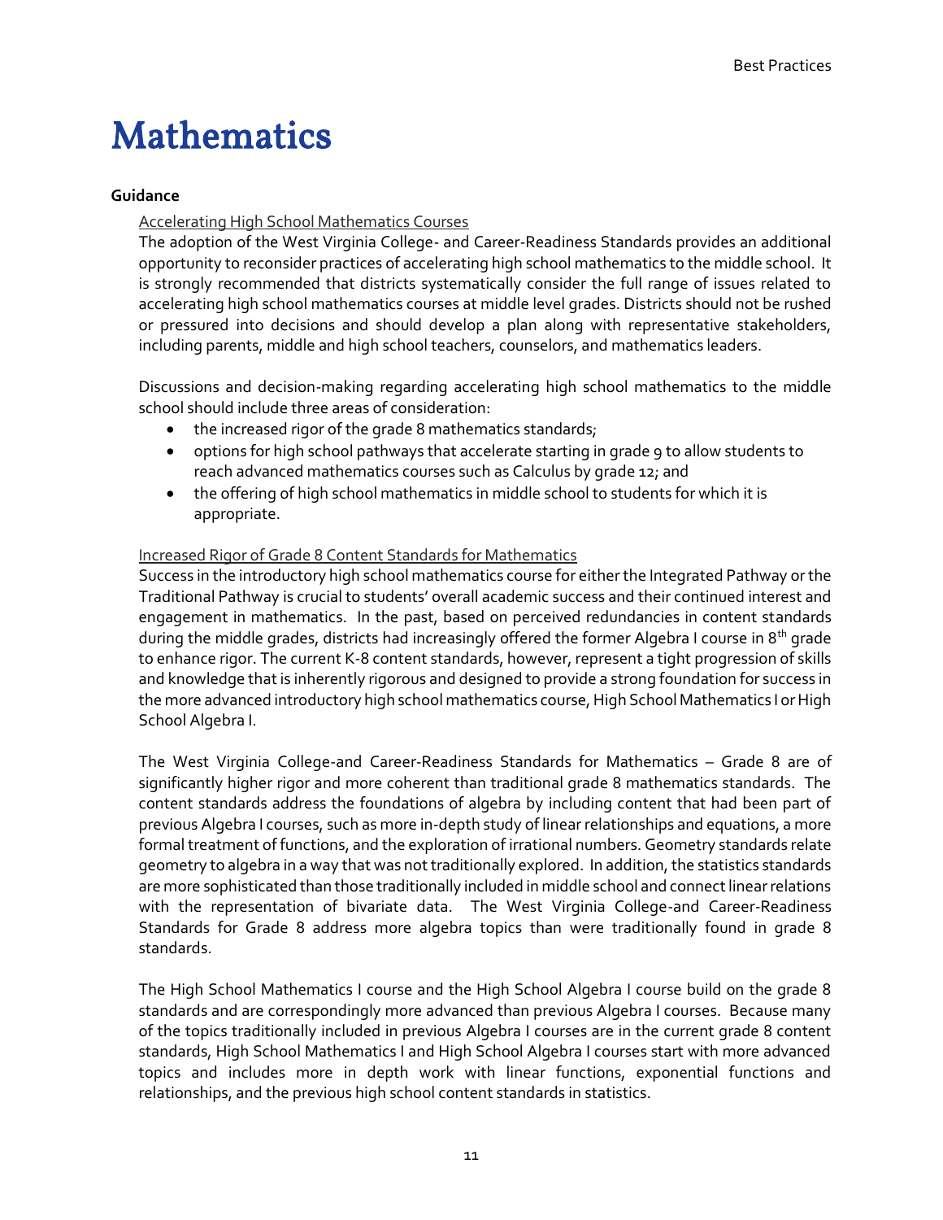# Mathematics

**Guidance**

Accelerating High School Mathematics Courses

The adoption of the West Virginia College- and Career-Readiness Standards provides an additional opportunity to reconsider practices of accelerating high school mathematics to the middle school. It is strongly recommended that districts systematically consider the full range of issues related to accelerating high school mathematics courses at middle level grades. Districts should not be rushed or pressured into decisions and should develop a plan along with representative stakeholders, including parents, middle and high school teachers, counselors, and mathematics leaders.

Discussions and decision-making regarding accelerating high school mathematics to the middle school should include three areas of consideration:

- the increased rigor of the grade 8 mathematics standards;
- options for high school pathways that accelerate starting in grade 9 to allow students to reach advanced mathematics courses such as Calculus by grade 12; and
- the offering of high school mathematics in middle school to students for which it is appropriate.

Increased Rigor of Grade 8 Content Standards for Mathematics

Success in the introductory high school mathematics course for either the Integrated Pathway or the Traditional Pathway is crucial to students' overall academic success and their continued interest and engagement in mathematics. In the past, based on perceived redundancies in content standards during the middle grades, districts had increasingly offered the former Algebra I course in 8th grade to enhance rigor. The current K-8 content standards, however, represent a tight progression of skills and knowledge that is inherently rigorous and designed to provide a strong foundation for success in the more advanced introductory high school mathematics course, High School Mathematics I or High School Algebra I.

The West Virginia College-and Career-Readiness Standards for Mathematics – Grade 8 are of significantly higher rigor and more coherent than traditional grade 8 mathematics standards. The content standards address the foundations of algebra by including content that had been part of previous Algebra I courses, such as more in-depth study of linear relationships and equations, a more formal treatment of functions, and the exploration of irrational numbers. Geometry standards relate geometry to algebra in a way that was not traditionally explored. In addition, the statistics standards are more sophisticated than those traditionally included in middle school and connect linear relations with the representation of bivariate data. The West Virginia College-and Career-Readiness Standards for Grade 8 address more algebra topics than were traditionally found in grade 8 standards.

The High School Mathematics I course and the High School Algebra I course build on the grade 8 standards and are correspondingly more advanced than previous Algebra I courses. Because many of the topics traditionally included in previous Algebra I courses are in the current grade 8 content standards, High School Mathematics I and High School Algebra I courses start with more advanced topics and includes more in depth work with linear functions, exponential functions and relationships, and the previous high school content standards in statistics.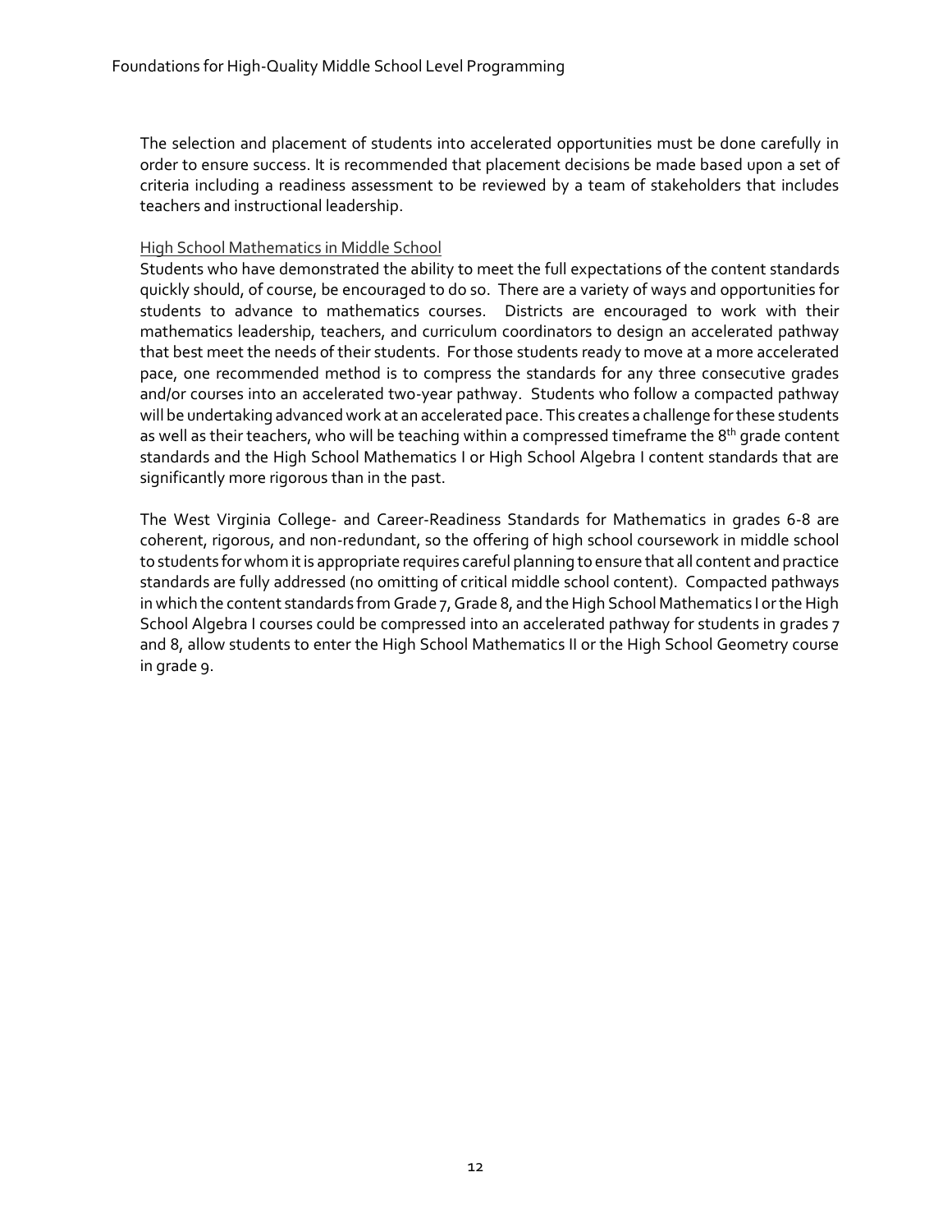The selection and placement of students into accelerated opportunities must be done carefully in order to ensure success. It is recommended that placement decisions be made based upon a set of criteria including a readiness assessment to be reviewed by a team of stakeholders that includes teachers and instructional leadership.

### High School Mathematics in Middle School

Students who have demonstrated the ability to meet the full expectations of the content standards quickly should, of course, be encouraged to do so. There are a variety of ways and opportunities for students to advance to mathematics courses. Districts are encouraged to work with their mathematics leadership, teachers, and curriculum coordinators to design an accelerated pathway that best meet the needs of their students. For those students ready to move at a more accelerated pace, one recommended method is to compress the standards for any three consecutive grades and/or courses into an accelerated two-year pathway. Students who follow a compacted pathway will be undertaking advanced work at an accelerated pace. This creates a challenge for these students as well as their teachers, who will be teaching within a compressed timeframe the 8th grade content standards and the High School Mathematics I or High School Algebra I content standards that are significantly more rigorous than in the past.

The West Virginia College- and Career-Readiness Standards for Mathematics in grades 6-8 are coherent, rigorous, and non-redundant, so the offering of high school coursework in middle school to students for whom it is appropriate requires careful planning to ensure that all content and practice standards are fully addressed (no omitting of critical middle school content). Compacted pathways in which the content standards from Grade 7, Grade 8, and the High School Mathematics I or the High School Algebra I courses could be compressed into an accelerated pathway for students in grades 7 and 8, allow students to enter the High School Mathematics II or the High School Geometry course in grade 9.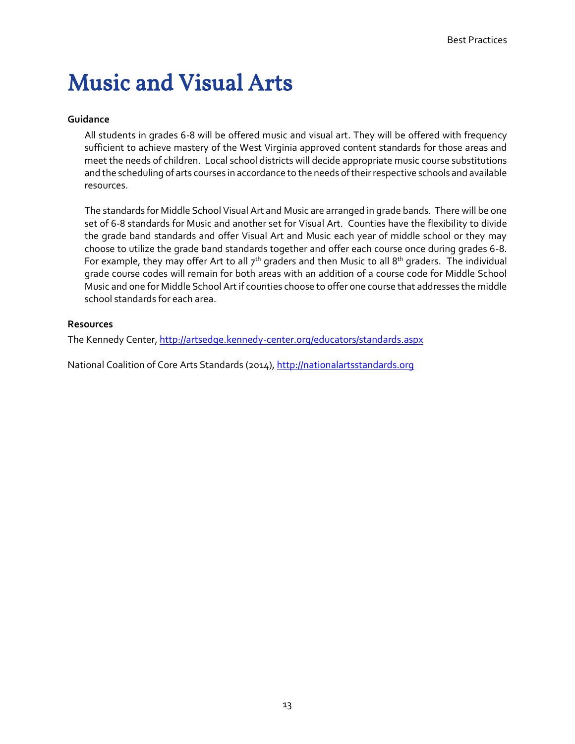# Music and Visual Arts

**Guidance**

All students in grades 6-8 will be offered music and visual art. They will be offered with frequency sufficient to achieve mastery of the West Virginia approved content standards for those areas and meet the needs of children. Local school districts will decide appropriate music course substitutions and the scheduling of arts courses in accordance to the needs of their respective schools and available resources.

The standards for Middle School Visual Art and Music are arranged in grade bands. There will be one set of 6-8 standards for Music and another set for Visual Art. Counties have the flexibility to divide the grade band standards and offer Visual Art and Music each year of middle school or they may choose to utilize the grade band standards together and offer each course once during grades 6-8. For example, they may offer Art to all 7th graders and then Music to all 8th graders. The individual grade course codes will remain for both areas with an addition of a course code for Middle School Music and one for Middle School Art if counties choose to offer one course that addresses the middle school standards for each area.

**Resources**

The Kennedy Center, http://artsedge.kennedy-center.org/educators/standards.aspx

National Coalition of Core Arts Standards (2014), http://nationalartsstandards.org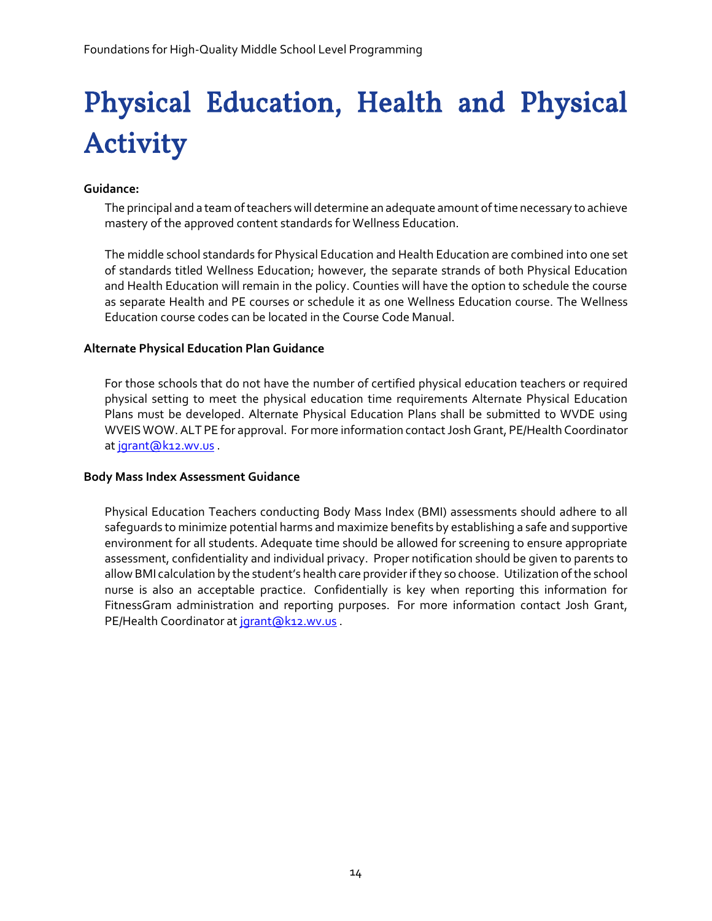# Physical Education, Health and Physical Activity

**Guidance:**

The principal and a team of teachers will determine an adequate amount of time necessary to achieve mastery of the approved content standards for Wellness Education.

The middle school standards for Physical Education and Health Education are combined into one set of standards titled Wellness Education; however, the separate strands of both Physical Education and Health Education will remain in the policy. Counties will have the option to schedule the course as separate Health and PE courses or schedule it as one Wellness Education course. The Wellness Education course codes can be located in the Course Code Manual.

**Alternate Physical Education Plan Guidance**

For those schools that do not have the number of certified physical education teachers or required physical setting to meet the physical education time requirements Alternate Physical Education Plans must be developed. Alternate Physical Education Plans shall be submitted to WVDE using WVEIS WOW. ALT PE for approval. For more information contact Josh Grant, PE/Health Coordinator at jgrant@k12.wv.us .

**Body Mass Index Assessment Guidance**

Physical Education Teachers conducting Body Mass Index (BMI) assessments should adhere to all safeguards to minimize potential harms and maximize benefits by establishing a safe and supportive environment for all students. Adequate time should be allowed for screening to ensure appropriate assessment, confidentiality and individual privacy. Proper notification should be given to parents to allow BMI calculation by the student's health care provider if they so choose. Utilization of the school nurse is also an acceptable practice. Confidentially is key when reporting this information for FitnessGram administration and reporting purposes. For more information contact Josh Grant, PE/Health Coordinator at jgrant@k12.wv.us .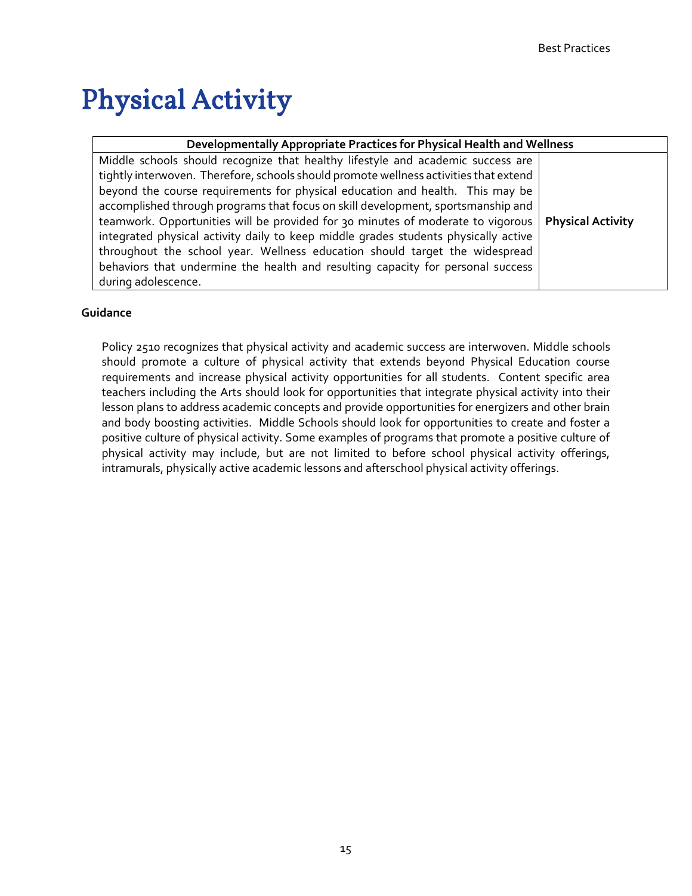# Physical Activity

| Developmentally Appropriate Practices for Physical Health and Wellness | |
|---|---|
| Middle schools should recognize that healthy lifestyle and academic success are tightly interwoven. Therefore, schools should promote wellness activities that extend beyond the course requirements for physical education and health. This may be accomplished through programs that focus on skill development, sportsmanship and teamwork. Opportunities will be provided for 30 minutes of moderate to vigorous integrated physical activity daily to keep middle grades students physically active throughout the school year. Wellness education should target the widespread behaviors that undermine the health and resulting capacity for personal success during adolescence. | **Physical Activity** |

**Guidance**

Policy 2510 recognizes that physical activity and academic success are interwoven. Middle schools should promote a culture of physical activity that extends beyond Physical Education course requirements and increase physical activity opportunities for all students. Content specific area teachers including the Arts should look for opportunities that integrate physical activity into their lesson plans to address academic concepts and provide opportunities for energizers and other brain and body boosting activities. Middle Schools should look for opportunities to create and foster a positive culture of physical activity. Some examples of programs that promote a positive culture of physical activity may include, but are not limited to before school physical activity offerings, intramurals, physically active academic lessons and afterschool physical activity offerings.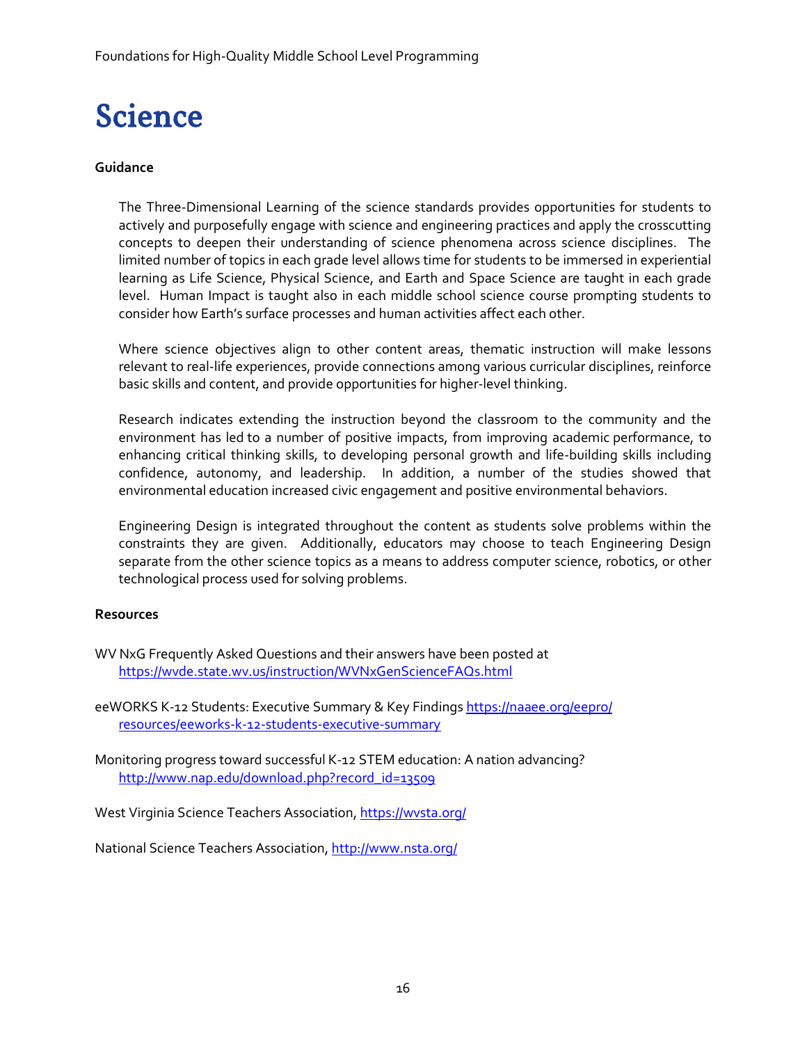# Science

**Guidance**

The Three-Dimensional Learning of the science standards provides opportunities for students to actively and purposefully engage with science and engineering practices and apply the crosscutting concepts to deepen their understanding of science phenomena across science disciplines. The limited number of topics in each grade level allows time for students to be immersed in experiential learning as Life Science, Physical Science, and Earth and Space Science are taught in each grade level. Human Impact is taught also in each middle school science course prompting students to consider how Earth's surface processes and human activities affect each other.

Where science objectives align to other content areas, thematic instruction will make lessons relevant to real-life experiences, provide connections among various curricular disciplines, reinforce basic skills and content, and provide opportunities for higher-level thinking.

Research indicates extending the instruction beyond the classroom to the community and the environment has led to a number of positive impacts, from improving academic performance, to enhancing critical thinking skills, to developing personal growth and life-building skills including confidence, autonomy, and leadership. In addition, a number of the studies showed that environmental education increased civic engagement and positive environmental behaviors.

Engineering Design is integrated throughout the content as students solve problems within the constraints they are given. Additionally, educators may choose to teach Engineering Design separate from the other science topics as a means to address computer science, robotics, or other technological process used for solving problems.

**Resources**

WV NxG Frequently Asked Questions and their answers have been posted at https://wvde.state.wv.us/instruction/WVNxGenScienceFAQs.html

eeWORKS K-12 Students: Executive Summary & Key Findings https://naaee.org/eepro/resources/eeworks-k-12-students-executive-summary

Monitoring progress toward successful K-12 STEM education: A nation advancing? http://www.nap.edu/download.php?record_id=13509

West Virginia Science Teachers Association, https://wvsta.org/

National Science Teachers Association, http://www.nsta.org/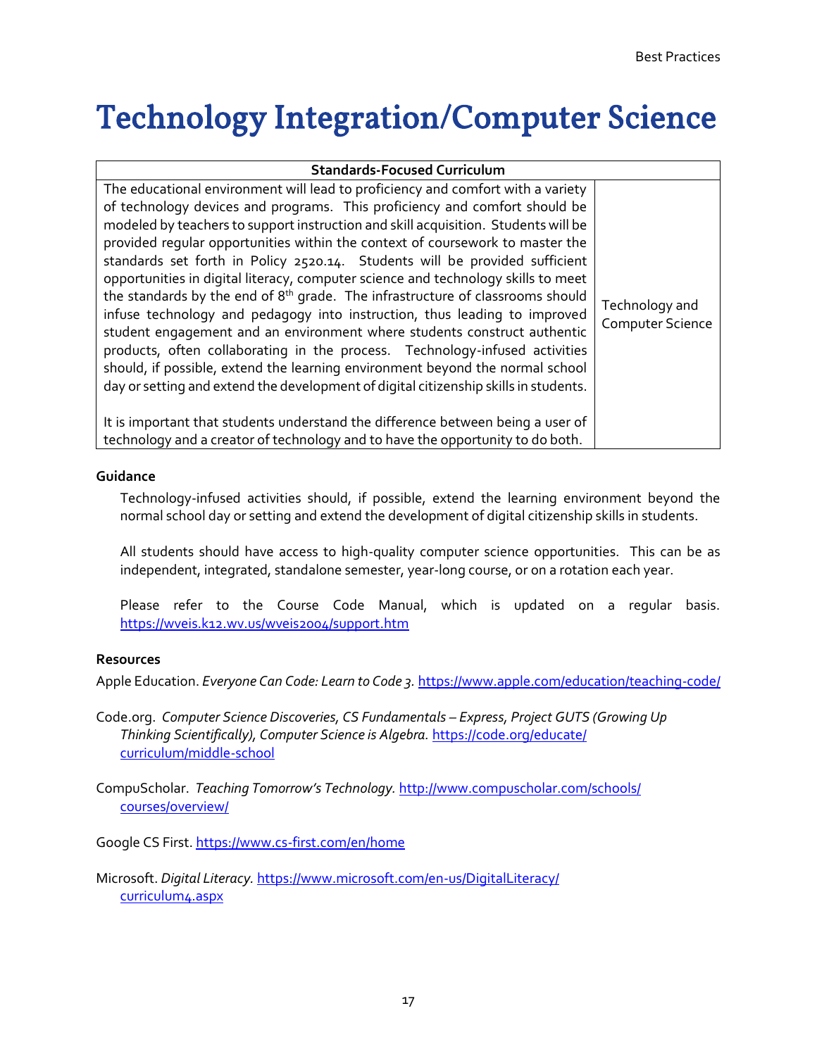# Technology Integration/Computer Science

| Standards-Focused Curriculum | |
|---|---|
| The educational environment will lead to proficiency and comfort with a variety of technology devices and programs. This proficiency and comfort should be modeled by teachers to support instruction and skill acquisition. Students will be provided regular opportunities within the context of coursework to master the standards set forth in Policy 2520.14. Students will be provided sufficient opportunities in digital literacy, computer science and technology skills to meet the standards by the end of 8th grade. The infrastructure of classrooms should infuse technology and pedagogy into instruction, thus leading to improved student engagement and an environment where students construct authentic products, often collaborating in the process. Technology-infused activities should, if possible, extend the learning environment beyond the normal school day or setting and extend the development of digital citizenship skills in students.<br><br>It is important that students understand the difference between being a user of technology and a creator of technology and to have the opportunity to do both. | Technology and Computer Science |

**Guidance**

Technology-infused activities should, if possible, extend the learning environment beyond the normal school day or setting and extend the development of digital citizenship skills in students.

All students should have access to high-quality computer science opportunities. This can be as independent, integrated, standalone semester, year-long course, or on a rotation each year.

Please refer to the Course Code Manual, which is updated on a regular basis. https://wveis.k12.wv.us/wveis2004/support.htm

**Resources**

Apple Education. *Everyone Can Code: Learn to Code 3.* https://www.apple.com/education/teaching-code/

Code.org. *Computer Science Discoveries, CS Fundamentals – Express, Project GUTS (Growing Up Thinking Scientifically), Computer Science is Algebra.* https://code.org/educate/curriculum/middle-school

CompuScholar. *Teaching Tomorrow's Technology.* http://www.compuscholar.com/schools/courses/overview/

Google CS First. https://www.cs-first.com/en/home

Microsoft. *Digital Literacy.* https://www.microsoft.com/en-us/DigitalLiteracy/curriculum4.aspx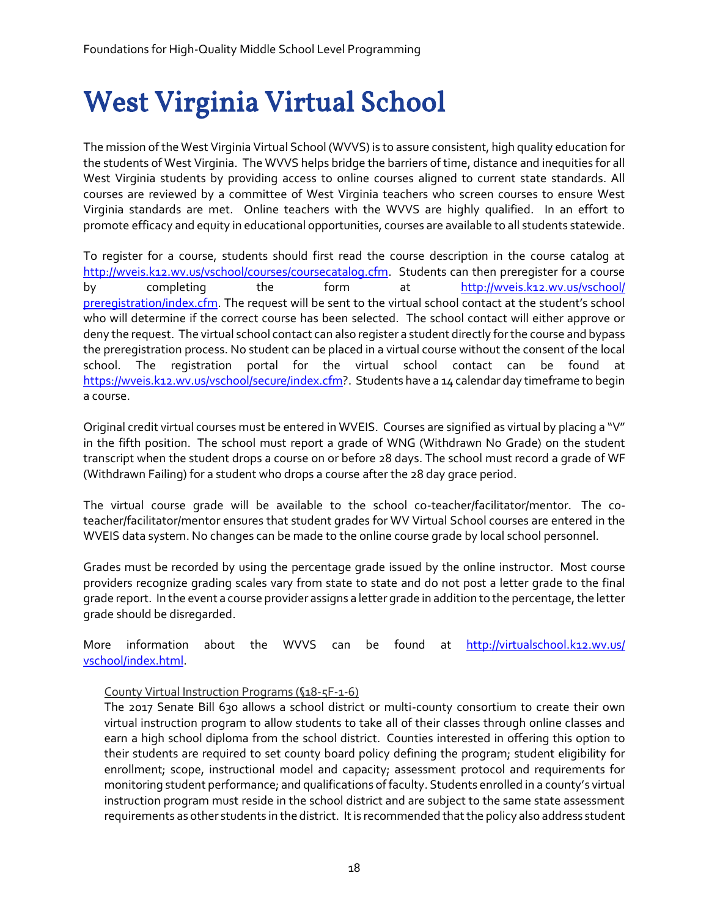# West Virginia Virtual School

The mission of the West Virginia Virtual School (WVVS) is to assure consistent, high quality education for the students of West Virginia. The WVVS helps bridge the barriers of time, distance and inequities for all West Virginia students by providing access to online courses aligned to current state standards. All courses are reviewed by a committee of West Virginia teachers who screen courses to ensure West Virginia standards are met. Online teachers with the WVVS are highly qualified. In an effort to promote efficacy and equity in educational opportunities, courses are available to all students statewide.

To register for a course, students should first read the course description in the course catalog at [http://wveis.k12.wv.us/vschool/courses/coursecatalog.cfm](http://wveis.k12.wv.us/vschool/courses/coursecatalog.cfm). Students can then preregister for a course by completing the form at [http://wveis.k12.wv.us/vschool/preregistration/index.cfm](http://wveis.k12.wv.us/vschool/preregistration/index.cfm). The request will be sent to the virtual school contact at the student's school who will determine if the correct course has been selected. The school contact will either approve or deny the request. The virtual school contact can also register a student directly for the course and bypass the preregistration process. No student can be placed in a virtual course without the consent of the local school. The registration portal for the virtual school contact can be found at [https://wveis.k12.wv.us/vschool/secure/index.cfm](https://wveis.k12.wv.us/vschool/secure/index.cfm)?. Students have a 14 calendar day timeframe to begin a course.

Original credit virtual courses must be entered in WVEIS. Courses are signified as virtual by placing a "V" in the fifth position. The school must report a grade of WNG (Withdrawn No Grade) on the student transcript when the student drops a course on or before 28 days. The school must record a grade of WF (Withdrawn Failing) for a student who drops a course after the 28 day grace period.

The virtual course grade will be available to the school co-teacher/facilitator/mentor. The co-teacher/facilitator/mentor ensures that student grades for WV Virtual School courses are entered in the WVEIS data system. No changes can be made to the online course grade by local school personnel.

Grades must be recorded by using the percentage grade issued by the online instructor. Most course providers recognize grading scales vary from state to state and do not post a letter grade to the final grade report. In the event a course provider assigns a letter grade in addition to the percentage, the letter grade should be disregarded.

More information about the WVVS can be found at [http://virtualschool.k12.wv.us/vschool/index.html](http://virtualschool.k12.wv.us/vschool/index.html).

County Virtual Instruction Programs (§18-5F-1-6)

The 2017 Senate Bill 630 allows a school district or multi-county consortium to create their own virtual instruction program to allow students to take all of their classes through online classes and earn a high school diploma from the school district. Counties interested in offering this option to their students are required to set county board policy defining the program; student eligibility for enrollment; scope, instructional model and capacity; assessment protocol and requirements for monitoring student performance; and qualifications of faculty. Students enrolled in a county's virtual instruction program must reside in the school district and are subject to the same state assessment requirements as other students in the district. It is recommended that the policy also address student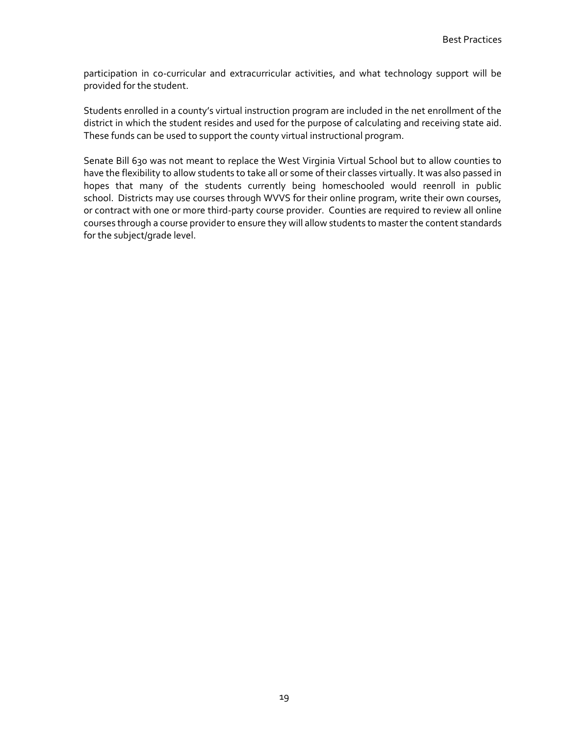participation in co-curricular and extracurricular activities, and what technology support will be provided for the student.

Students enrolled in a county's virtual instruction program are included in the net enrollment of the district in which the student resides and used for the purpose of calculating and receiving state aid. These funds can be used to support the county virtual instructional program.

Senate Bill 630 was not meant to replace the West Virginia Virtual School but to allow counties to have the flexibility to allow students to take all or some of their classes virtually. It was also passed in hopes that many of the students currently being homeschooled would reenroll in public school. Districts may use courses through WVVS for their online program, write their own courses, or contract with one or more third-party course provider. Counties are required to review all online courses through a course provider to ensure they will allow students to master the content standards for the subject/grade level.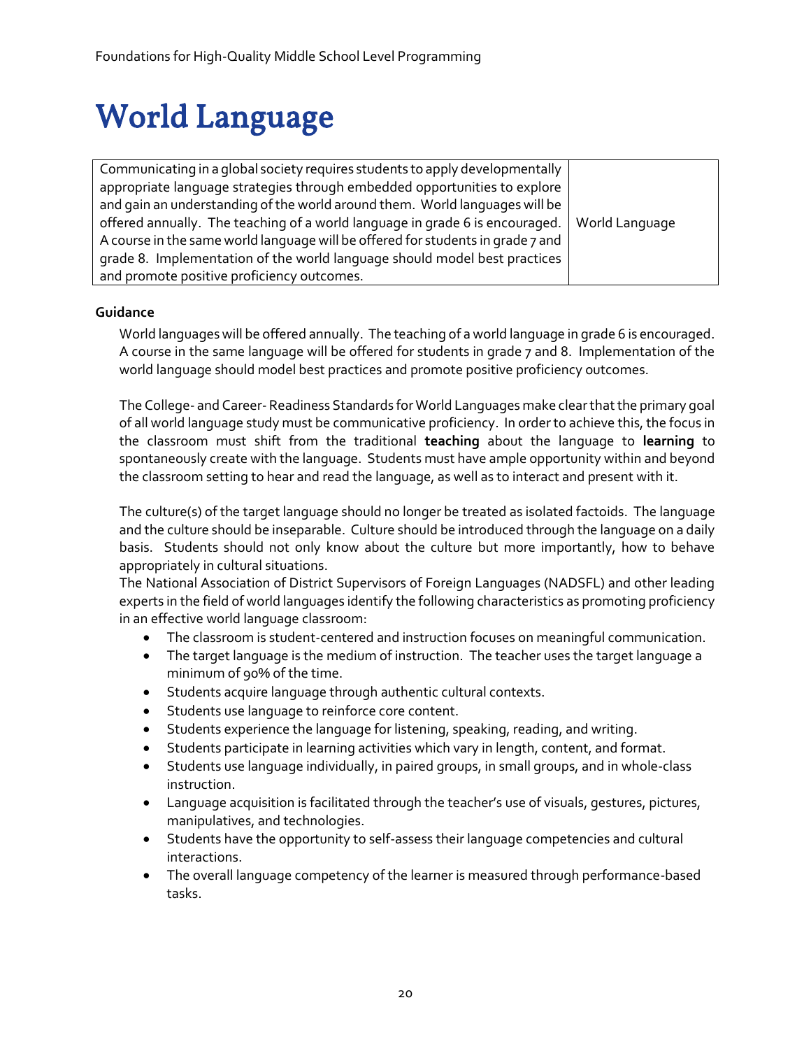# World Language

| Communicating in a global society requires students to apply developmentally appropriate language strategies through embedded opportunities to explore and gain an understanding of the world around them. World languages will be offered annually. The teaching of a world language in grade 6 is encouraged. A course in the same world language will be offered for students in grade 7 and grade 8. Implementation of the world language should model best practices and promote positive proficiency outcomes. | World Language |
|---|---|

**Guidance**

World languages will be offered annually. The teaching of a world language in grade 6 is encouraged. A course in the same language will be offered for students in grade 7 and 8. Implementation of the world language should model best practices and promote positive proficiency outcomes.

The College- and Career- Readiness Standards for World Languages make clear that the primary goal of all world language study must be communicative proficiency. In order to achieve this, the focus in the classroom must shift from the traditional **teaching** about the language to **learning** to spontaneously create with the language. Students must have ample opportunity within and beyond the classroom setting to hear and read the language, as well as to interact and present with it.

The culture(s) of the target language should no longer be treated as isolated factoids. The language and the culture should be inseparable. Culture should be introduced through the language on a daily basis. Students should not only know about the culture but more importantly, how to behave appropriately in cultural situations.

The National Association of District Supervisors of Foreign Languages (NADSFL) and other leading experts in the field of world languages identify the following characteristics as promoting proficiency in an effective world language classroom:

- The classroom is student-centered and instruction focuses on meaningful communication.
- The target language is the medium of instruction. The teacher uses the target language a minimum of 90% of the time.
- Students acquire language through authentic cultural contexts.
- Students use language to reinforce core content.
- Students experience the language for listening, speaking, reading, and writing.
- Students participate in learning activities which vary in length, content, and format.
- Students use language individually, in paired groups, in small groups, and in whole-class instruction.
- Language acquisition is facilitated through the teacher's use of visuals, gestures, pictures, manipulatives, and technologies.
- Students have the opportunity to self-assess their language competencies and cultural interactions.
- The overall language competency of the learner is measured through performance-based tasks.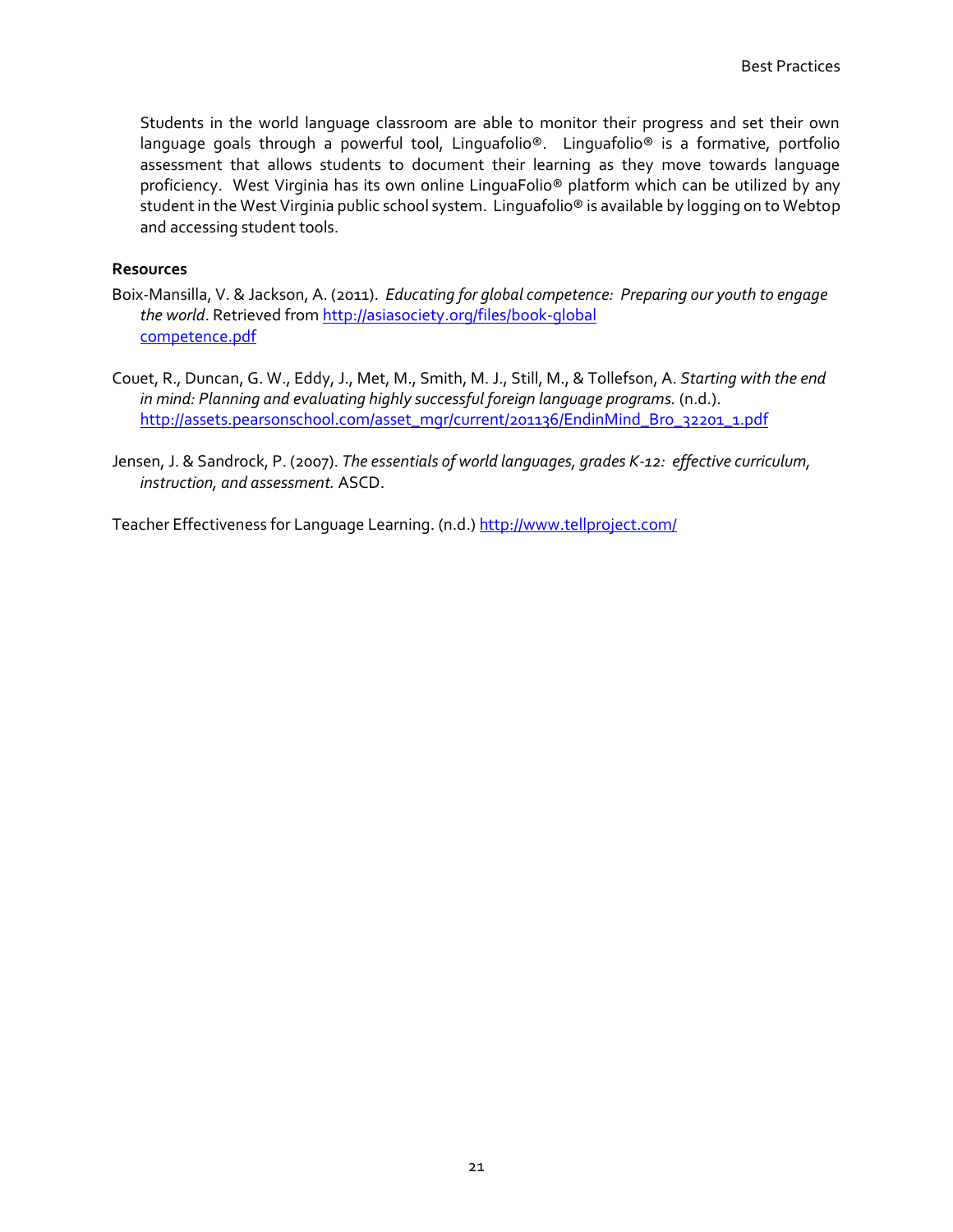Students in the world language classroom are able to monitor their progress and set their own language goals through a powerful tool, Linguafolio®. Linguafolio® is a formative, portfolio assessment that allows students to document their learning as they move towards language proficiency. West Virginia has its own online LinguaFolio® platform which can be utilized by any student in the West Virginia public school system. Linguafolio® is available by logging on to Webtop and accessing student tools.

**Resources**

Boix-Mansilla, V. & Jackson, A. (2011). *Educating for global competence: Preparing our youth to engage the world*. Retrieved from http://asiasociety.org/files/book-globalcompetence.pdf

Couet, R., Duncan, G. W., Eddy, J., Met, M., Smith, M. J., Still, M., & Tollefson, A. *Starting with the end in mind: Planning and evaluating highly successful foreign language programs.* (n.d.). http://assets.pearsonschool.com/asset_mgr/current/201136/EndinMind_Bro_32201_1.pdf

Jensen, J. & Sandrock, P. (2007). *The essentials of world languages, grades K-12: effective curriculum, instruction, and assessment.* ASCD.

Teacher Effectiveness for Language Learning. (n.d.) http://www.tellproject.com/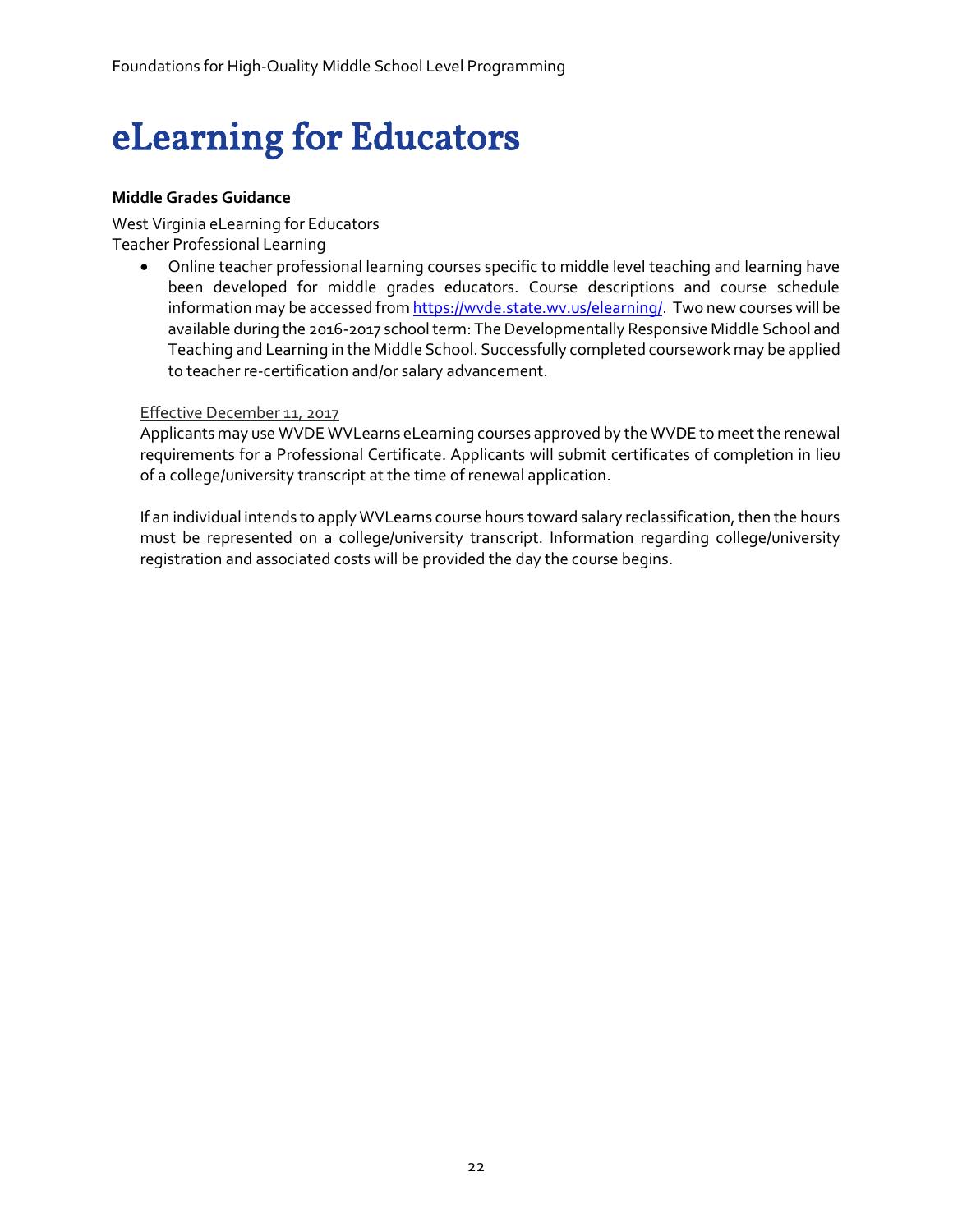# eLearning for Educators

**Middle Grades Guidance**

West Virginia eLearning for Educators
Teacher Professional Learning

- Online teacher professional learning courses specific to middle level teaching and learning have been developed for middle grades educators. Course descriptions and course schedule information may be accessed from [https://wvde.state.wv.us/elearning/](https://wvde.state.wv.us/elearning/). Two new courses will be available during the 2016-2017 school term: The Developmentally Responsive Middle School and Teaching and Learning in the Middle School. Successfully completed coursework may be applied to teacher re-certification and/or salary advancement.

Effective December 11, 2017

Applicants may use WVDE WVLearns eLearning courses approved by the WVDE to meet the renewal requirements for a Professional Certificate. Applicants will submit certificates of completion in lieu of a college/university transcript at the time of renewal application.

If an individual intends to apply WVLearns course hours toward salary reclassification, then the hours must be represented on a college/university transcript. Information regarding college/university registration and associated costs will be provided the day the course begins.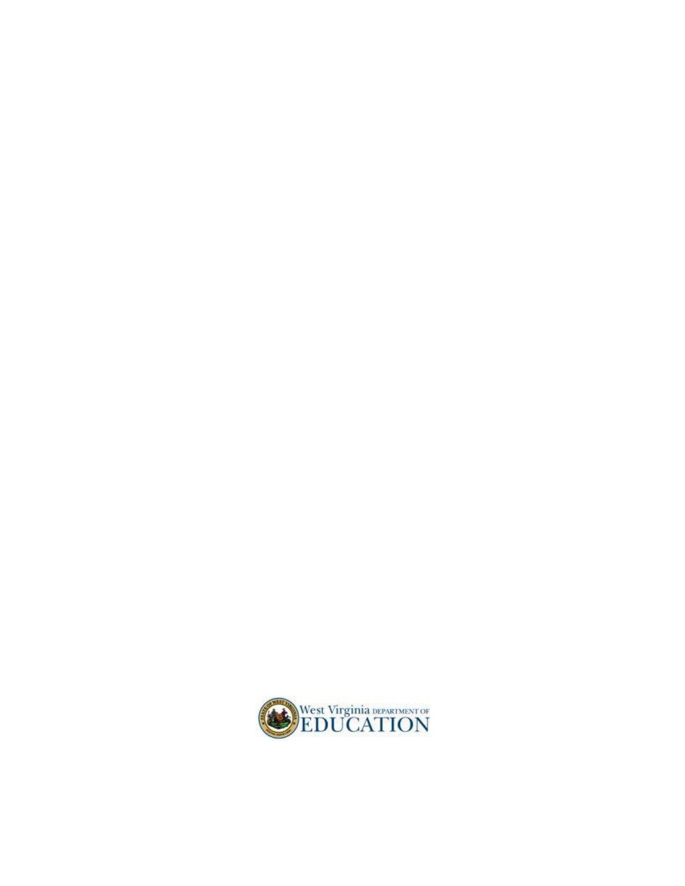West Virginia DEPARTMENT OF EDUCATION